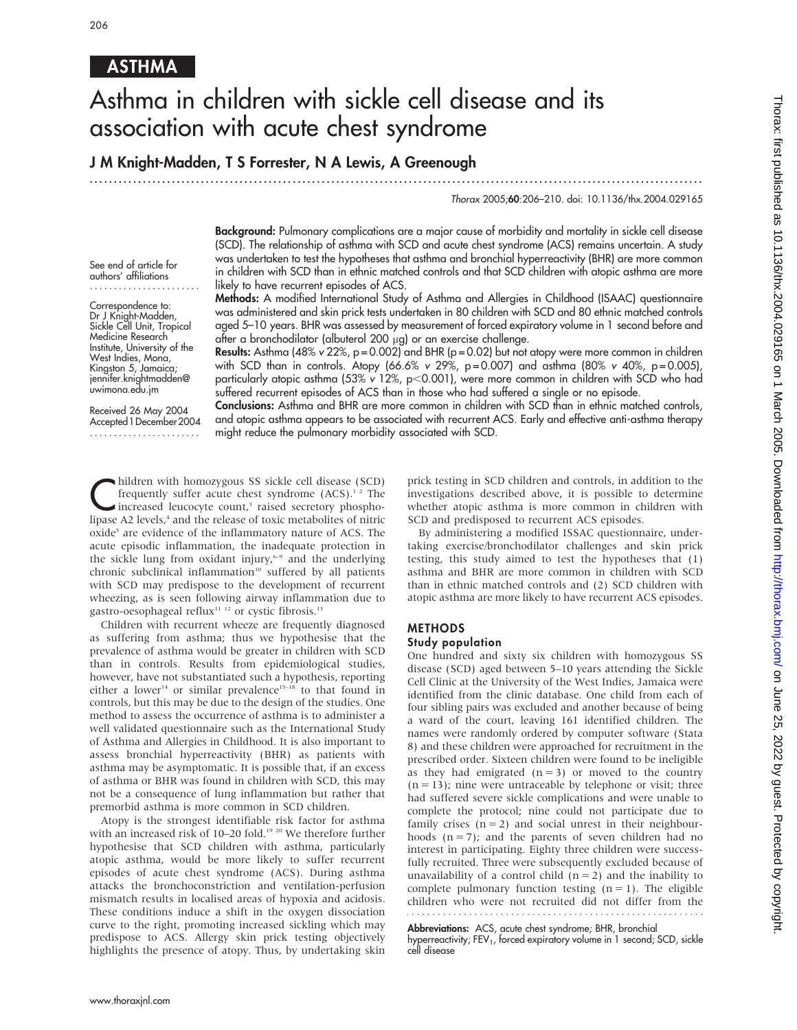# Asthma in children with sickle cell disease and its association with acute chest syndrome

**J M Knight-Madden, T S Forrester, N A Lewis, A Greenough**

See end of article for authors' affiliations

Correspondence to: Dr J Knight-Madden, Sickle Cell Unit, Tropical Medicine Research Institute, University of the West Indies, Mona, Kingston 5, Jamaica; jennifer.knightmadden@uwimona.edu.jm

Received 26 May 2004
Accepted 1 December 2004

**Background:** Pulmonary complications are a major cause of morbidity and mortality in sickle cell disease (SCD). The relationship of asthma with SCD and acute chest syndrome (ACS) remains uncertain. A study was undertaken to test the hypotheses that asthma and bronchial hyperreactivity (BHR) are more common in children with SCD than in ethnic matched controls and that SCD children with atopic asthma are more likely to have recurrent episodes of ACS.

**Methods:** A modified International Study of Asthma and Allergies in Childhood (ISAAC) questionnaire was administered and skin prick tests undertaken in 80 children with SCD and 80 ethnic matched controls aged 5–10 years. BHR was assessed by measurement of forced expiratory volume in 1 second before and after a bronchodilator (albuterol 200 µg) or an exercise challenge.

**Results:** Asthma (48% v 22%, p = 0.002) and BHR (p = 0.02) but not atopy were more common in children with SCD than in controls. Atopy (66.6% v 29%, p = 0.007) and asthma (80% v 40%, p = 0.005), particularly atopic asthma (53% v 12%, p<0.001), were more common in children with SCD who had suffered recurrent episodes of ACS than in those who had suffered a single or no episode.

**Conclusions:** Asthma and BHR are more common in children with SCD than in ethnic matched controls, and atopic asthma appears to be associated with recurrent ACS. Early and effective anti-asthma therapy might reduce the pulmonary morbidity associated with SCD.

Children with homozygous SS sickle cell disease (SCD) frequently suffer acute chest syndrome (ACS).[1,2] The increased leucocyte count,[3] raised secretory phospholipase A2 levels,[4] and the release of toxic metabolites of nitric oxide[5] are evidence of the inflammatory nature of ACS. The acute episodic inflammation, the inadequate protection in the sickle lung from oxidant injury,[6–9] and the underlying chronic subclinical inflammation[10] suffered by all patients with SCD may predispose to the development of recurrent wheezing, as is seen following airway inflammation due to gastro-oesophageal reflux[11,12] or cystic fibrosis.[13]

Children with recurrent wheeze are frequently diagnosed as suffering from asthma; thus we hypothesise that the prevalence of asthma would be greater in children with SCD than in controls. Results from epidemiological studies, however, have not substantiated such a hypothesis, reporting either a lower[14] or similar prevalence[15–18] to that found in controls, but this may be due to the design of the studies. One method to assess the occurrence of asthma is to administer a well validated questionnaire such as the International Study of Asthma and Allergies in Childhood. It is also important to assess bronchial hyperreactivity (BHR) as patients with asthma may be asymptomatic. It is possible that, if an excess of asthma or BHR was found in children with SCD, this may not be a consequence of lung inflammation but rather that premorbid asthma is more common in SCD children.

Atopy is the strongest identifiable risk factor for asthma with an increased risk of 10–20 fold.[19,20] We therefore further hypothesise that SCD children with asthma, particularly atopic asthma, would be more likely to suffer recurrent episodes of acute chest syndrome (ACS). During asthma attacks the bronchoconstriction and ventilation-perfusion mismatch results in localised areas of hypoxia and acidosis. These conditions induce a shift in the oxygen dissociation curve to the right, promoting increased sickling which may predispose to ACS. Allergy skin prick testing objectively highlights the presence of atopy. Thus, by undertaking skin prick testing in SCD children and controls, in addition to the investigations described above, it is possible to determine whether atopic asthma is more common in children with SCD and predisposed to recurrent ACS episodes.

By administering a modified ISSAC questionnaire, undertaking exercise/bronchodilator challenges and skin prick testing, this study aimed to test the hypotheses that (1) asthma and BHR are more common in children with SCD than in ethnic matched controls and (2) SCD children with atopic asthma are more likely to have recurrent ACS episodes.

## METHODS

### Study population

One hundred and sixty six children with homozygous SS disease (SCD) aged between 5–10 years attending the Sickle Cell Clinic at the University of the West Indies, Jamaica were identified from the clinic database. One child from each of four sibling pairs was excluded and another because of being a ward of the court, leaving 161 identified children. The names were randomly ordered by computer software (Stata 8) and these children were approached for recruitment in the prescribed order. Sixteen children were found to be ineligible as they had emigrated (n = 3) or moved to the country (n = 13); nine were untraceable by telephone or visit; three had suffered severe sickle complications and were unable to complete the protocol; nine could not participate due to family crises (n = 2) and social unrest in their neighbourhoods (n = 7); and the parents of seven children had no interest in participating. Eighty three children were successfully recruited. Three were subsequently excluded because of unavailability of a control child (n = 2) and the inability to complete pulmonary function testing (n = 1). The eligible children who were not recruited did not differ from the

**Abbreviations:** ACS, acute chest syndrome; BHR, bronchial hyperreactivity; $FEV_1$, forced expiratory volume in 1 second; SCD, sickle cell disease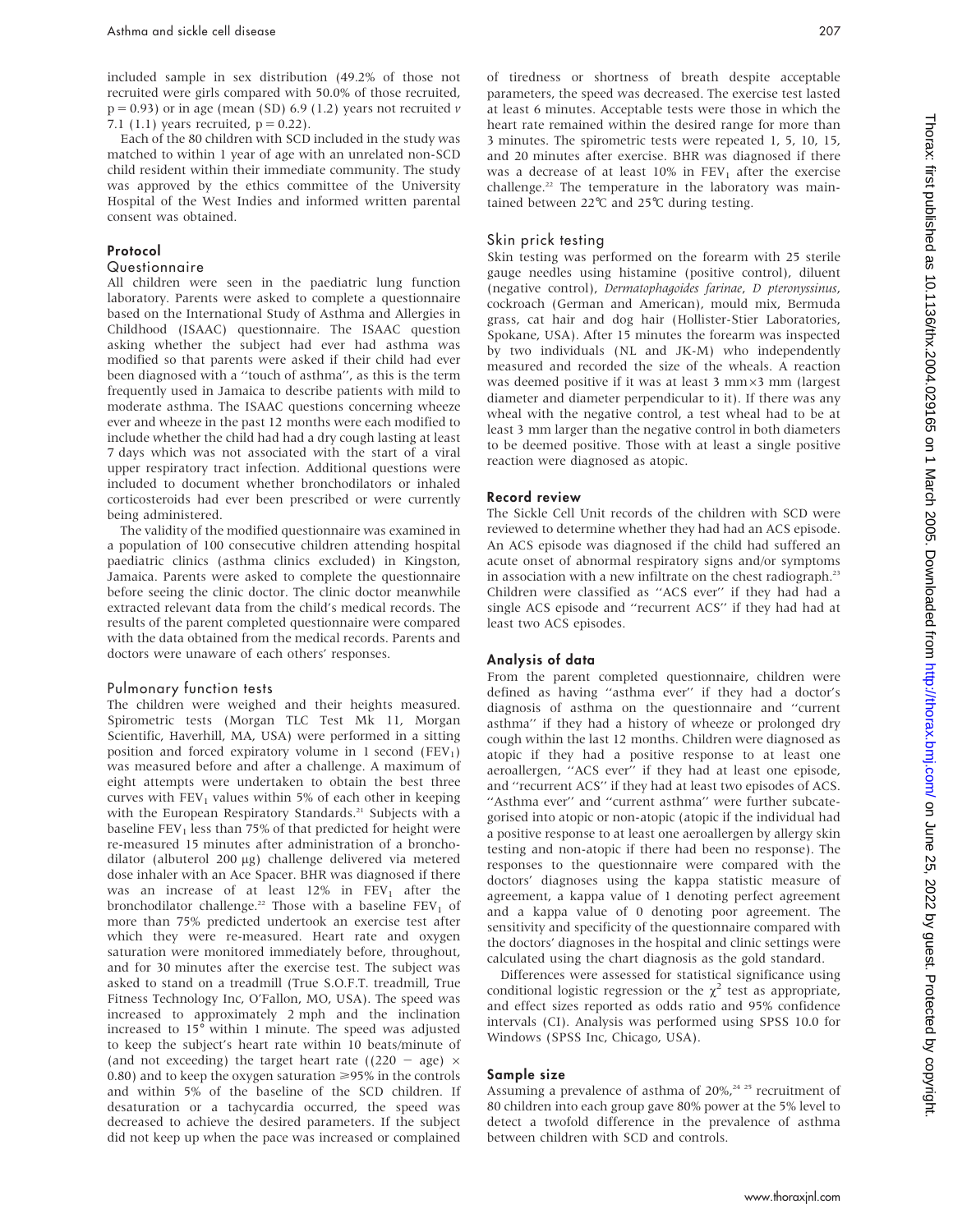included sample in sex distribution (49.2% of those not recruited were girls compared with 50.0% of those recruited, $p = 0.93$) or in age (mean (SD) 6.9 (1.2) years not recruited *v* 7.1 (1.1) years recruited, $p = 0.22$).

Each of the 80 children with SCD included in the study was matched to within 1 year of age with an unrelated non-SCD child resident within their immediate community. The study was approved by the ethics committee of the University Hospital of the West Indies and informed written parental consent was obtained.

## Protocol

### Questionnaire

All children were seen in the paediatric lung function laboratory. Parents were asked to complete a questionnaire based on the International Study of Asthma and Allergies in Childhood (ISAAC) questionnaire. The ISAAC question asking whether the subject had ever had asthma was modified so that parents were asked if their child had ever been diagnosed with a ''touch of asthma'', as this is the term frequently used in Jamaica to describe patients with mild to moderate asthma. The ISAAC questions concerning wheeze ever and wheeze in the past 12 months were each modified to include whether the child had had a dry cough lasting at least 7 days which was not associated with the start of a viral upper respiratory tract infection. Additional questions were included to document whether bronchodilators or inhaled corticosteroids had ever been prescribed or were currently being administered.

The validity of the modified questionnaire was examined in a population of 100 consecutive children attending hospital paediatric clinics (asthma clinics excluded) in Kingston, Jamaica. Parents were asked to complete the questionnaire before seeing the clinic doctor. The clinic doctor meanwhile extracted relevant data from the child's medical records. The results of the parent completed questionnaire were compared with the data obtained from the medical records. Parents and doctors were unaware of each others' responses.

### Pulmonary function tests

The children were weighed and their heights measured. Spirometric tests (Morgan TLC Test Mk 11, Morgan Scientific, Haverhill, MA, USA) were performed in a sitting position and forced expiratory volume in 1 second ($FEV_1$) was measured before and after a challenge. A maximum of eight attempts were undertaken to obtain the best three curves with $FEV_1$ values within 5% of each other in keeping with the European Respiratory Standards.[21] Subjects with a baseline $FEV_1$ less than 75% of that predicted for height were re-measured 15 minutes after administration of a bronchodilator (albuterol 200 μg) challenge delivered via metered dose inhaler with an Ace Spacer. BHR was diagnosed if there was an increase of at least 12% in $FEV_1$ after the bronchodilator challenge.[22] Those with a baseline $FEV_1$ of more than 75% predicted undertook an exercise test after which they were re-measured. Heart rate and oxygen saturation were monitored immediately before, throughout, and for 30 minutes after the exercise test. The subject was asked to stand on a treadmill (True S.O.F.T. treadmill, True Fitness Technology Inc, O'Fallon, MO, USA). The speed was increased to approximately 2 mph and the inclination increased to 15° within 1 minute. The speed was adjusted to keep the subject's heart rate within 10 beats/minute of (and not exceeding) the target heart rate ($(220 - \text{age}) \times 0.80$) and to keep the oxygen saturation $\geq$95% in the controls and within 5% of the baseline of the SCD children. If desaturation or a tachycardia occurred, the speed was decreased to achieve the desired parameters. If the subject did not keep up when the pace was increased or complained of tiredness or shortness of breath despite acceptable parameters, the speed was decreased. The exercise test lasted at least 6 minutes. Acceptable tests were those in which the heart rate remained within the desired range for more than 3 minutes. The spirometric tests were repeated 1, 5, 10, 15, and 20 minutes after exercise. BHR was diagnosed if there was a decrease of at least 10% in $FEV_1$ after the exercise challenge.[22] The temperature in the laboratory was maintained between 22°C and 25°C during testing.

### Skin prick testing

Skin testing was performed on the forearm with 25 sterile gauge needles using histamine (positive control), diluent (negative control), *Dermatophagoides farinae*, *D pteronyssinus*, cockroach (German and American), mould mix, Bermuda grass, cat hair and dog hair (Hollister-Stier Laboratories, Spokane, USA). After 15 minutes the forearm was inspected by two individuals (NL and JK-M) who independently measured and recorded the size of the wheals. A reaction was deemed positive if it was at least 3 mm×3 mm (largest diameter and diameter perpendicular to it). If there was any wheal with the negative control, a test wheal had to be at least 3 mm larger than the negative control in both diameters to be deemed positive. Those with at least a single positive reaction were diagnosed as atopic.

## Record review

The Sickle Cell Unit records of the children with SCD were reviewed to determine whether they had had an ACS episode. An ACS episode was diagnosed if the child had suffered an acute onset of abnormal respiratory signs and/or symptoms in association with a new infiltrate on the chest radiograph.[23] Children were classified as ''ACS ever'' if they had had a single ACS episode and ''recurrent ACS'' if they had had at least two ACS episodes.

## Analysis of data

From the parent completed questionnaire, children were defined as having ''asthma ever'' if they had a doctor's diagnosis of asthma on the questionnaire and ''current asthma'' if they had a history of wheeze or prolonged dry cough within the last 12 months. Children were diagnosed as atopic if they had a positive response to at least one aeroallergen, ''ACS ever'' if they had at least one episode, and ''recurrent ACS'' if they had at least two episodes of ACS. ''Asthma ever'' and ''current asthma'' were further subcategorised into atopic or non-atopic (atopic if the individual had a positive response to at least one aeroallergen by allergy skin testing and non-atopic if there had been no response). The responses to the questionnaire were compared with the doctors' diagnoses using the kappa statistic measure of agreement, a kappa value of 1 denoting perfect agreement and a kappa value of 0 denoting poor agreement. The sensitivity and specificity of the questionnaire compared with the doctors' diagnoses in the hospital and clinic settings were calculated using the chart diagnosis as the gold standard.

Differences were assessed for statistical significance using conditional logistic regression or the $\chi^2$ test as appropriate, and effect sizes reported as odds ratio and 95% confidence intervals (CI). Analysis was performed using SPSS 10.0 for Windows (SPSS Inc, Chicago, USA).

## Sample size

Assuming a prevalence of asthma of 20%,[24 25] recruitment of 80 children into each group gave 80% power at the 5% level to detect a twofold difference in the prevalence of asthma between children with SCD and controls.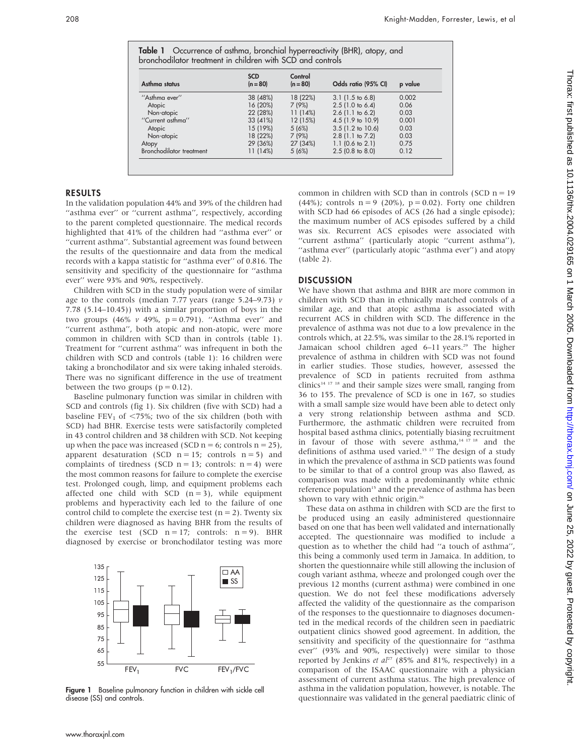**Table 1** Occurrence of asthma, bronchial hyperreactivity (BHR), atopy, and bronchodilator treatment in children with SCD and controls

| Asthma status | SCD (n = 80) | Control (n = 80) | Odds ratio (95% CI) | p value |
|---|---|---|---|---|
| "Asthma ever" | 38 (48%) | 18 (22%) | 3.1 (1.5 to 6.8) | 0.002 |
| Atopic | 16 (20%) | 7 (9%) | 2.5 (1.0 to 6.4) | 0.06 |
| Non-atopic | 22 (28%) | 11 (14%) | 2.6 (1.1 to 6.2) | 0.03 |
| "Current asthma" | 33 (41%) | 12 (15%) | 4.5 (1.9 to 10.9) | 0.001 |
| Atopic | 15 (19%) | 5 (6%) | 3.5 (1.2 to 10.6) | 0.03 |
| Non-atopic | 18 (22%) | 7 (9%) | 2.8 (1.1 to 7.2) | 0.03 |
| Atopy | 29 (36%) | 27 (34%) | 1.1 (0.6 to 2.1) | 0.75 |
| Bronchodilator treatment | 11 (14%) | 5 (6%) | 2.5 (0.8 to 8.0) | 0.12 |

## RESULTS

In the validation population 44% and 39% of the children had "asthma ever" or "current asthma", respectively, according to the parent completed questionnaire. The medical records highlighted that 41% of the children had "asthma ever" or "current asthma". Substantial agreement was found between the results of the questionnaire and data from the medical records with a kappa statistic for "asthma ever" of 0.816. The sensitivity and specificity of the questionnaire for "asthma ever" were 93% and 90%, respectively.

Children with SCD in the study population were of similar age to the controls (median 7.77 years (range 5.24–9.73) *v* 7.78 (5.14–10.45)) with a similar proportion of boys in the two groups (46% *v* 49%, p = 0.791). "Asthma ever" and "current asthma", both atopic and non-atopic, were more common in children with SCD than in controls (table 1). Treatment for "current asthma" was infrequent in both the children with SCD and controls (table 1): 16 children were taking a bronchodilator and six were taking inhaled steroids. There was no significant difference in the use of treatment between the two groups (p = 0.12).

Baseline pulmonary function was similar in children with SCD and controls (fig 1). Six children (five with SCD) had a baseline $FEV_1$ of <75%; two of the six children (both with SCD) had BHR. Exercise tests were satisfactorily completed in 43 control children and 38 children with SCD. Not keeping up when the pace was increased (SCD n = 6; controls n = 25), apparent desaturation (SCD n = 15; controls n = 5) and complaints of tiredness (SCD n = 13; controls: n = 4) were the most common reasons for failure to complete the exercise test. Prolonged cough, limp, and equipment problems each affected one child with SCD (n = 3), while equipment problems and hyperactivity each led to the failure of one control child to complete the exercise test (n = 2). Twenty six children were diagnosed as having BHR from the results of the exercise test (SCD n = 17; controls: n = 9). BHR diagnosed by exercise or bronchodilator testing was more common in children with SCD than in controls (SCD n = 19 (44%); controls n = 9 (20%), p = 0.02). Forty one children with SCD had 66 episodes of ACS (26 had a single episode); the maximum number of ACS episodes suffered by a child was six. Recurrent ACS episodes were associated with "current asthma" (particularly atopic "current asthma"), "asthma ever" (particularly atopic "asthma ever") and atopy (table 2).

**Figure 1** Baseline pulmonary function in children with sickle cell disease (SS) and controls.

## DISCUSSION

We have shown that asthma and BHR are more common in children with SCD than in ethnically matched controls of a similar age, and that atopic asthma is associated with recurrent ACS in children with SCD. The difference in the prevalence of asthma was not due to a low prevalence in the controls which, at 22.5%, was similar to the 28.1% reported in Jamaican school children aged 6–11 years.[29] The higher prevalence of asthma in children with SCD was not found in earlier studies. Those studies, however, assessed the prevalence of SCD in patients recruited from asthma clinics[14 17 18] and their sample sizes were small, ranging from 36 to 155. The prevalence of SCD is one in 167, so studies with a small sample size would have been able to detect only a very strong relationship between asthma and SCD. Furthermore, the asthmatic children were recruited from hospital based asthma clinics, potentially biasing recruitment in favour of those with severe asthma,[14 17 18] and the definitions of asthma used varied.[15 17] The design of a study in which the prevalence of asthma in SCD patients was found to be similar to that of a control group was also flawed, as comparison was made with a predominantly white ethnic reference population[15] and the prevalence of asthma has been shown to vary with ethnic origin.[26]

These data on asthma in children with SCD are the first to be produced using an easily administered questionnaire based on one that has been well validated and internationally accepted. The questionnaire was modified to include a question as to whether the child had "a touch of asthma", this being a commonly used term in Jamaica. In addition, to shorten the questionnaire while still allowing the inclusion of cough variant asthma, wheeze and prolonged cough over the previous 12 months (current asthma) were combined in one question. We do not feel these modifications adversely affected the validity of the questionnaire as the comparison of the responses to the questionnaire to diagnoses documented in the medical records of the children seen in paediatric outpatient clinics showed good agreement. In addition, the sensitivity and specificity of the questionnaire for "asthma ever" (93% and 90%, respectively) were similar to those reported by Jenkins *et al*[27] (85% and 81%, respectively) in a comparison of the ISAAC questionnaire with a physician assessment of current asthma status. The high prevalence of asthma in the validation population, however, is notable. The questionnaire was validated in the general paediatric clinic of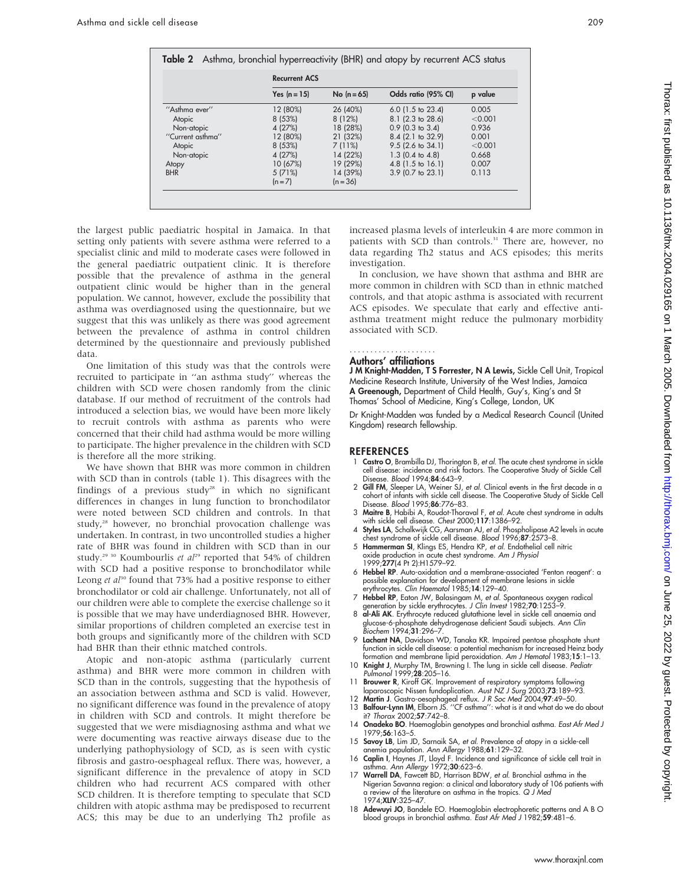**Table 2** Asthma, bronchial hyperreactivity (BHR) and atopy by recurrent ACS status

| | Recurrent ACS | | | |
|---|---|---|---|---|
| | Yes (n = 15) | No (n = 65) | Odds ratio (95% CI) | p value |
| "Asthma ever" | 12 (80%) | 26 (40%) | 6.0 (1.5 to 23.4) | 0.005 |
| Atopic | 8 (53%) | 8 (12%) | 8.1 (2.3 to 28.6) | <0.001 |
| Non-atopic | 4 (27%) | 18 (28%) | 0.9 (0.3 to 3.4) | 0.936 |
| "Current asthma" | 12 (80%) | 21 (32%) | 8.4 (2.1 to 32.9) | 0.001 |
| Atopic | 8 (53%) | 7 (11%) | 9.5 (2.6 to 34.1) | <0.001 |
| Non-atopic | 4 (27%) | 14 (22%) | 1.3 (0.4 to 4.8) | 0.668 |
| Atopy | 10 (67%) | 19 (29%) | 4.8 (1.5 to 16.1) | 0.007 |
| BHR | 5 (71%) (n = 7) | 14 (39%) (n = 36) | 3.9 (0.7 to 23.1) | 0.113 |

the largest public paediatric hospital in Jamaica. In that setting only patients with severe asthma were referred to a specialist clinic and mild to moderate cases were followed in the general paediatric outpatient clinic. It is therefore possible that the prevalence of asthma in the general outpatient clinic would be higher than in the general population. We cannot, however, exclude the possibility that asthma was overdiagnosed using the questionnaire, but we suggest that this was unlikely as there was good agreement between the prevalence of asthma in control children determined by the questionnaire and previously published data.

One limitation of this study was that the controls were recruited to participate in "an asthma study" whereas the children with SCD were chosen randomly from the clinic database. If our method of recruitment of the controls had introduced a selection bias, we would have been more likely to recruit controls with asthma as parents who were concerned that their child had asthma would be more willing to participate. The higher prevalence in the children with SCD is therefore all the more striking.

We have shown that BHR was more common in children with SCD than in controls (table 1). This disagrees with the findings of a previous study[28] in which no significant differences in changes in lung function to bronchodilator were noted between SCD children and controls. In that study,[28] however, no bronchial provocation challenge was undertaken. In contrast, in two uncontrolled studies a higher rate of BHR was found in children with SCD than in our study.[29 30] Koumbourlis *et al*[29] reported that 54% of children with SCD had a positive response to bronchodilator while Leong *et al*[30] found that 73% had a positive response to either bronchodilator or cold air challenge. Unfortunately, not all of our children were able to complete the exercise challenge so it is possible that we may have underdiagnosed BHR. However, similar proportions of children completed an exercise test in both groups and significantly more of the children with SCD had BHR than their ethnic matched controls.

Atopic and non-atopic asthma (particularly current asthma) and BHR were more common in children with SCD than in the controls, suggesting that the hypothesis of an association between asthma and SCD is valid. However, no significant difference was found in the prevalence of atopy in children with SCD and controls. It might therefore be suggested that we were misdiagnosing asthma and what we were documenting was reactive airways disease due to the underlying pathophysiology of SCD, as is seen with cystic fibrosis and gastro-oesphageal reflux. There was, however, a significant difference in the prevalence of atopy in SCD children who had recurrent ACS compared with other SCD children. It is therefore tempting to speculate that SCD children with atopic asthma may be predisposed to recurrent ACS; this may be due to an underlying Th2 profile as increased plasma levels of interleukin 4 are more common in patients with SCD than controls.[31] There are, however, no data regarding Th2 status and ACS episodes; this merits investigation.

In conclusion, we have shown that asthma and BHR are more common in children with SCD than in ethnic matched controls, and that atopic asthma is associated with recurrent ACS episodes. We speculate that early and effective anti-asthma treatment might reduce the pulmonary morbidity associated with SCD.

### Authors' affiliations

**J M Knight-Madden, T S Forrester, N A Lewis,** Sickle Cell Unit, Tropical Medicine Research Institute, University of the West Indies, Jamaica
**A Greenough,** Department of Child Health, Guy's, King's and St Thomas' School of Medicine, King's College, London, UK

Dr Knight-Madden was funded by a Medical Research Council (United Kingdom) research fellowship.

## REFERENCES

1. **Castro O**, Brambilla DJ, Thorington B, *et al*. The acute chest syndrome in sickle cell disease: incidence and risk factors. The Cooperative Study of Sickle Cell Disease. *Blood* 1994;**84**:643–9.
2. **Gill FM**, Sleeper LA, Weiner SJ, *et al*. Clinical events in the first decade in a cohort of infants with sickle cell disease. The Cooperative Study of Sickle Cell Disease. *Blood* 1995;**86**:776–83.
3. **Maitre B**, Habibi A, Roudot-Thoraval F, *et al*. Acute chest syndrome in adults with sickle cell disease. *Chest* 2000;**117**:1386–92.
4. **Styles LA**, Schalkwijk CG, Aarsman AJ, *et al*. Phospholipase A2 levels in acute chest syndrome of sickle cell disease. *Blood* 1996;**87**:2573–8.
5. **Hammerman SI**, Klings ES, Hendra KP, *et al*. Endothelial cell nitric oxide production in acute chest syndrome. *Am J Physiol* 1999;**277**(4 Pt 2):H1579–92.
6. **Hebbel RP**. Auto-oxidation and a membrane-associated 'Fenton reagent': a possible explanation for development of membrane lesions in sickle erythrocytes. *Clin Haematol* 1985;**14**:129–40.
7. **Hebbel RP**, Eaton JW, Balasingam M, *et al*. Spontaneous oxygen radical generation by sickle erythrocytes. *J Clin Invest* 1982;**70**:1253–9.
8. **al-Ali AK**. Erythrocyte reduced glutathione level in sickle cell anaemia and glucose-6-phosphate dehydrogenase deficient Saudi subjects. *Ann Clin Biochem* 1994;**31**:296–7.
9. **Lachant NA**, Davidson WD, Tanaka KR. Impaired pentose phosphate shunt function in sickle cell disease: a potential mechanism for increased Heinz body formation and membrane lipid peroxidation. *Am J Hematol* 1983;**15**:1–13.
10. **Knight J**, Murphy TM, Browning I. The lung in sickle cell disease. *Pediatr Pulmonol* 1999;**28**:205–16.
11. **Brouwer R**, Kiroff GK. Improvement of respiratory symptoms following laparoscopic Nissen fundoplication. *Aust NZ J Surg* 2003;**73**:189–93.
12. **Martin J**. Gastro-oesophageal reflux. *J R Soc Med* 2004;**97**:49–50.
13. **Balfour-Lynn IM**, Elborn JS. "CF asthma": what is it and what do we do about it? *Thorax* 2002;**57**:742–8.
14. **Onadeko BO**. Haemoglobin genotypes and bronchial asthma. *East Afr Med J* 1979;**56**:163–5.
15. **Savoy LB**, Lim JD, Sarnaik SA, *et al*. Prevalence of atopy in a sickle-cell anemia population. *Ann Allergy* 1988;**61**:129–32.
16. **Caplin I**, Haynes JT, Lloyd F. Incidence and significance of sickle cell trait in asthma. *Ann Allergy* 1972;**30**:623–6.
17. **Warrell DA**, Fawcett BD, Harrison BDW, *et al*. Bronchial asthma in the Nigerian Savanna region: a clinical and laboratory study of 106 patients with a review of the literature on asthma in the tropics. *Q J Med* 1974;**XLIV**:325–47.
18. **Adewuyi JO**, Bandele EO. Haemoglobin electrophoretic patterns and A B O blood groups in bronchial asthma. *East Afr Med J* 1982;**59**:481–6.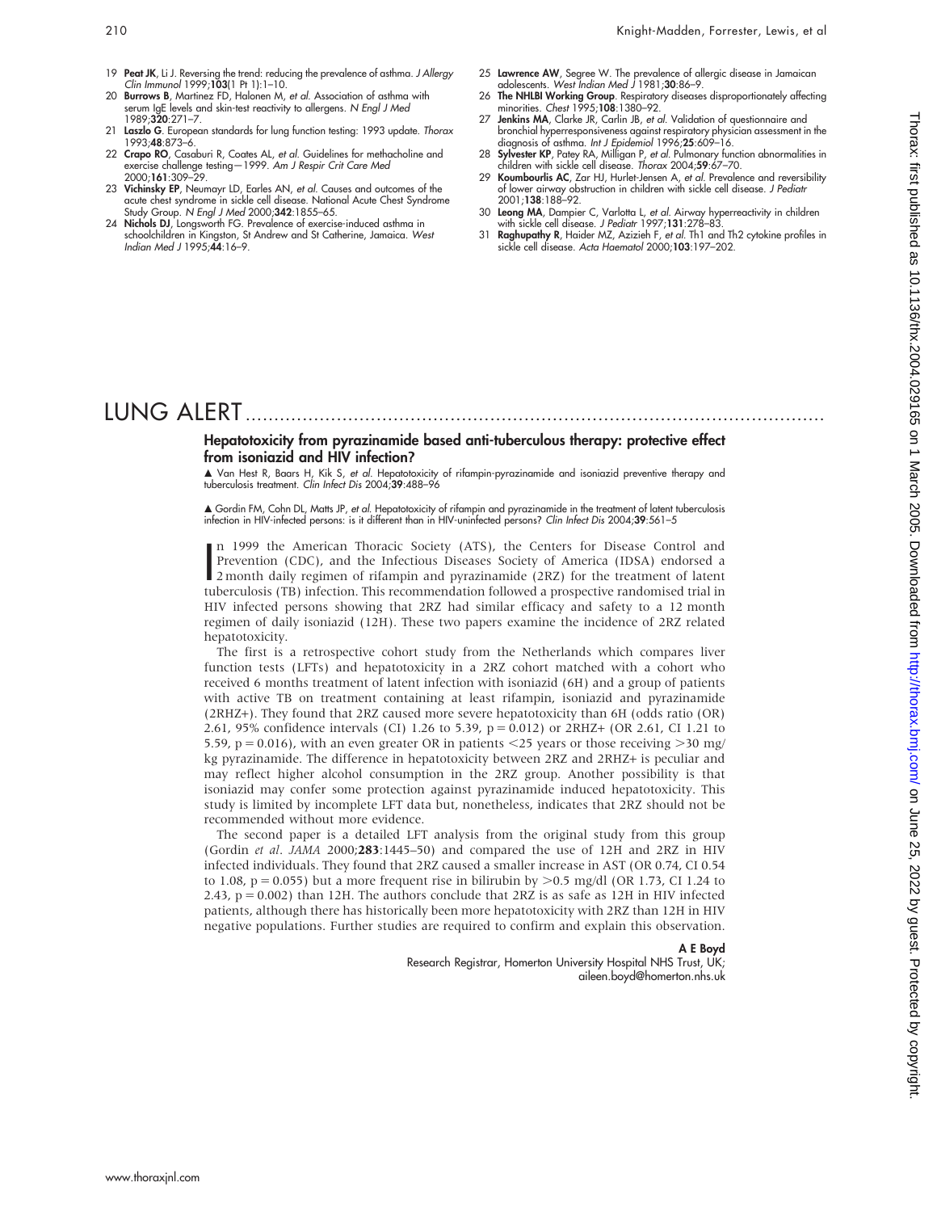19 **Peat JK**, Li J. Reversing the trend: reducing the prevalence of asthma. *J Allergy Clin Immunol* 1999;**103**(1 Pt 1):1–10.

20 **Burrows B**, Martinez FD, Halonen M, *et al*. Association of asthma with serum IgE levels and skin-test reactivity to allergens. *N Engl J Med* 1989;**320**:271–7.

21 **Laszlo G**. European standards for lung function testing: 1993 update. *Thorax* 1993;**48**:873–6.

22 **Crapo RO**, Casaburi R, Coates AL, *et al*. Guidelines for methacholine and exercise challenge testing—1999. *Am J Respir Crit Care Med* 2000;**161**:309–29.

23 **Vichinsky EP**, Neumayr LD, Earles AN, *et al*. Causes and outcomes of the acute chest syndrome in sickle cell disease. National Acute Chest Syndrome Study Group. *N Engl J Med* 2000;**342**:1855–65.

24 **Nichols DJ**, Longsworth FG. Prevalence of exercise-induced asthma in schoolchildren in Kingston, St Andrew and St Catherine, Jamaica. *West Indian Med J* 1995;**44**:16–9.

25 **Lawrence AW**, Segree W. The prevalence of allergic disease in Jamaican adolescents. *West Indian Med J* 1981;**30**:86–9.

26 **The NHLBI Working Group**. Respiratory diseases disproportionately affecting minorities. *Chest* 1995;**108**:1380–92.

27 **Jenkins MA**, Clarke JR, Carlin JB, *et al*. Validation of questionnaire and bronchial hyperresponsiveness against respiratory physician assessment in the diagnosis of asthma. *Int J Epidemiol* 1996;**25**:609–16.

28 **Sylvester KP**, Patey RA, Milligan P, *et al*. Pulmonary function abnormalities in children with sickle cell disease. *Thorax* 2004;**59**:67–70.

29 **Koumbourlis AC**, Zar HJ, Hurlet-Jensen A, *et al*. Prevalence and reversibility of lower airway obstruction in children with sickle cell disease. *J Pediatr* 2001;**138**:188–92.

30 **Leong MA**, Dampier C, Varlotta L, *et al*. Airway hyperreactivity in children with sickle cell disease. *J Pediatr* 1997;**131**:278–83.

31 **Raghupathy R**, Haider MZ, Azizieh F, *et al*. Th1 and Th2 cytokine profiles in sickle cell disease. *Acta Haematol* 2000;**103**:197–202.

# LUNG ALERT

### Hepatotoxicity from pyrazinamide based anti-tuberculous therapy: protective effect from isoniazid and HIV infection?

▲ Van Hest R, Baars H, Kik S, *et al*. Hepatotoxicity of rifampin-pyrazinamide and isoniazid preventive therapy and tuberculosis treatment. *Clin Infect Dis* 2004;**39**:488–96

▲ Gordin FM, Cohn DL, Matts JP, *et al*. Hepatotoxicity of rifampin and pyrazinamide in the treatment of latent tuberculosis infection in HIV-infected persons: is it different than in HIV-uninfected persons? *Clin Infect Dis* 2004;**39**:561–5

In 1999 the American Thoracic Society (ATS), the Centers for Disease Control and Prevention (CDC), and the Infectious Diseases Society of America (IDSA) endorsed a 2 month daily regimen of rifampin and pyrazinamide (2RZ) for the treatment of latent tuberculosis (TB) infection. This recommendation followed a prospective randomised trial in HIV infected persons showing that 2RZ had similar efficacy and safety to a 12 month regimen of daily isoniazid (12H). These two papers examine the incidence of 2RZ related hepatotoxicity.

The first is a retrospective cohort study from the Netherlands which compares liver function tests (LFTs) and hepatotoxicity in a 2RZ cohort matched with a cohort who received 6 months treatment of latent infection with isoniazid (6H) and a group of patients with active TB on treatment containing at least rifampin, isoniazid and pyrazinamide (2RHZ+). They found that 2RZ caused more severe hepatotoxicity than 6H (odds ratio (OR) 2.61, 95% confidence intervals (CI) 1.26 to 5.39, $p = 0.012$) or 2RHZ+ (OR 2.61, CI 1.21 to 5.59, $p = 0.016$), with an even greater OR in patients $<25$ years or those receiving $>30$ mg/kg pyrazinamide. The difference in hepatotoxicity between 2RZ and 2RHZ+ is peculiar and may reflect higher alcohol consumption in the 2RZ group. Another possibility is that isoniazid may confer some protection against pyrazinamide induced hepatotoxicity. This study is limited by incomplete LFT data but, nonetheless, indicates that 2RZ should not be recommended without more evidence.

The second paper is a detailed LFT analysis from the original study from this group (Gordin *et al*. *JAMA* 2000;**283**:1445–50) and compared the use of 12H and 2RZ in HIV infected individuals. They found that 2RZ caused a smaller increase in AST (OR 0.74, CI 0.54 to 1.08, $p = 0.055$) but a more frequent rise in bilirubin by $>0.5$ mg/dl (OR 1.73, CI 1.24 to 2.43, $p = 0.002$) than 12H. The authors conclude that 2RZ is as safe as 12H in HIV infected patients, although there has historically been more hepatotoxicity with 2RZ than 12H in HIV negative populations. Further studies are required to confirm and explain this observation.

**A E Boyd**
Research Registrar, Homerton University Hospital NHS Trust, UK; aileen.boyd@homerton.nhs.uk